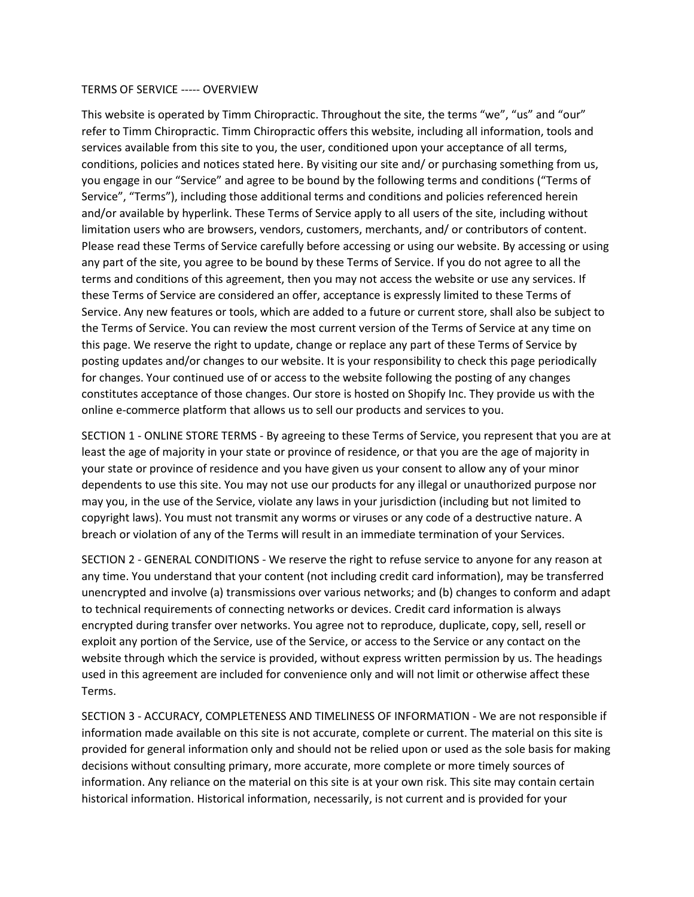TERMS OF SERVICE ----- OVERVIEW

This website is operated by Timm Chiropractic. Throughout the site, the terms "we", "us" and "our" refer to Timm Chiropractic. Timm Chiropractic offers this website, including all information, tools and services available from this site to you, the user, conditioned upon your acceptance of all terms, conditions, policies and notices stated here. By visiting our site and/ or purchasing something from us, you engage in our "Service" and agree to be bound by the following terms and conditions ("Terms of Service", "Terms"), including those additional terms and conditions and policies referenced herein and/or available by hyperlink. These Terms of Service apply to all users of the site, including without limitation users who are browsers, vendors, customers, merchants, and/ or contributors of content. Please read these Terms of Service carefully before accessing or using our website. By accessing or using any part of the site, you agree to be bound by these Terms of Service. If you do not agree to all the terms and conditions of this agreement, then you may not access the website or use any services. If these Terms of Service are considered an offer, acceptance is expressly limited to these Terms of Service. Any new features or tools, which are added to a future or current store, shall also be subject to the Terms of Service. You can review the most current version of the Terms of Service at any time on this page. We reserve the right to update, change or replace any part of these Terms of Service by posting updates and/or changes to our website. It is your responsibility to check this page periodically for changes. Your continued use of or access to the website following the posting of any changes constitutes acceptance of those changes. Our store is hosted on Shopify Inc. They provide us with the online e-commerce platform that allows us to sell our products and services to you.

SECTION 1 - ONLINE STORE TERMS - By agreeing to these Terms of Service, you represent that you are at least the age of majority in your state or province of residence, or that you are the age of majority in your state or province of residence and you have given us your consent to allow any of your minor dependents to use this site. You may not use our products for any illegal or unauthorized purpose nor may you, in the use of the Service, violate any laws in your jurisdiction (including but not limited to copyright laws). You must not transmit any worms or viruses or any code of a destructive nature. A breach or violation of any of the Terms will result in an immediate termination of your Services.

SECTION 2 - GENERAL CONDITIONS - We reserve the right to refuse service to anyone for any reason at any time. You understand that your content (not including credit card information), may be transferred unencrypted and involve (a) transmissions over various networks; and (b) changes to conform and adapt to technical requirements of connecting networks or devices. Credit card information is always encrypted during transfer over networks. You agree not to reproduce, duplicate, copy, sell, resell or exploit any portion of the Service, use of the Service, or access to the Service or any contact on the website through which the service is provided, without express written permission by us. The headings used in this agreement are included for convenience only and will not limit or otherwise affect these Terms.

SECTION 3 - ACCURACY, COMPLETENESS AND TIMELINESS OF INFORMATION - We are not responsible if information made available on this site is not accurate, complete or current. The material on this site is provided for general information only and should not be relied upon or used as the sole basis for making decisions without consulting primary, more accurate, more complete or more timely sources of information. Any reliance on the material on this site is at your own risk. This site may contain certain historical information. Historical information, necessarily, is not current and is provided for your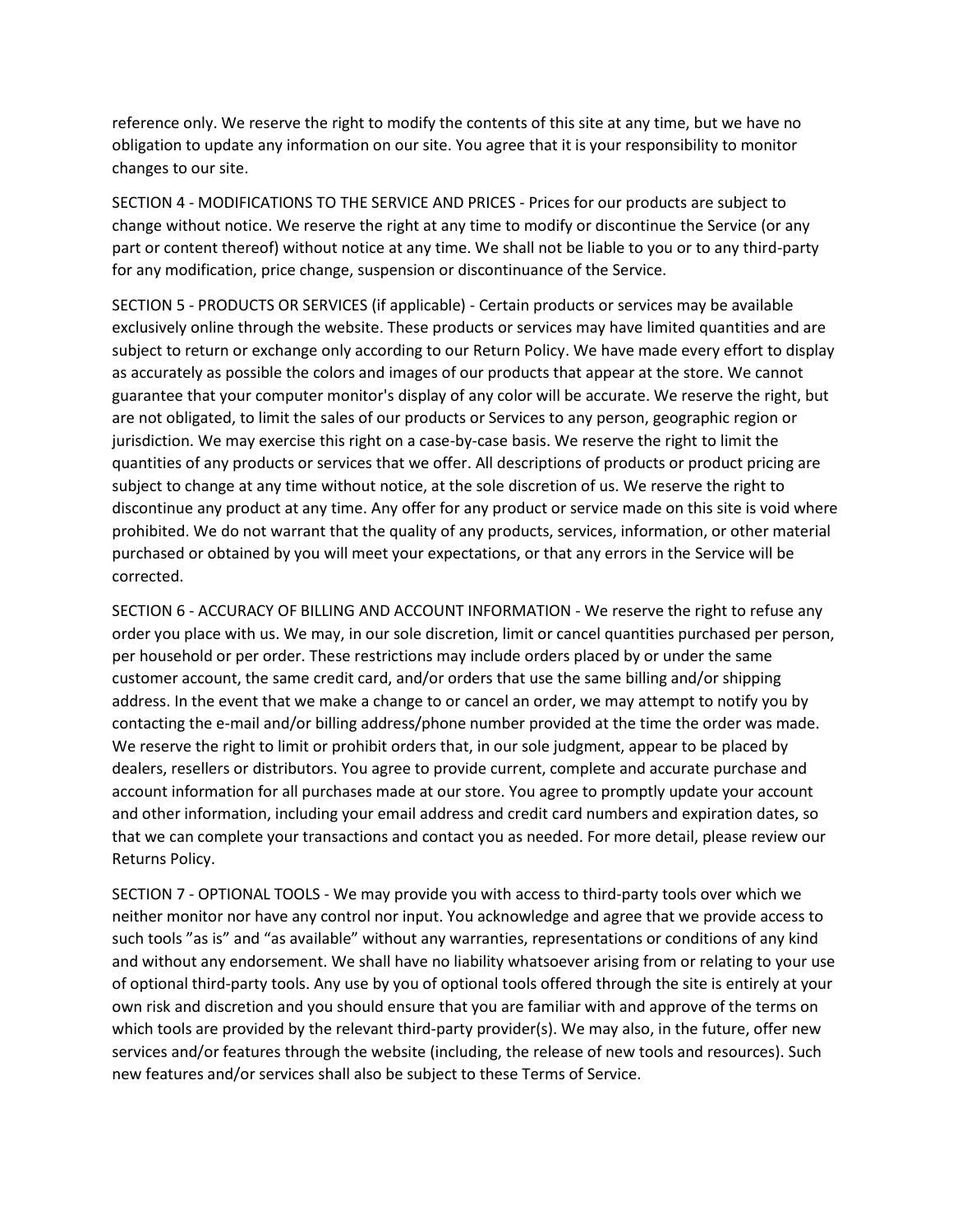reference only. We reserve the right to modify the contents of this site at any time, but we have no obligation to update any information on our site. You agree that it is your responsibility to monitor changes to our site.

SECTION 4 - MODIFICATIONS TO THE SERVICE AND PRICES - Prices for our products are subject to change without notice. We reserve the right at any time to modify or discontinue the Service (or any part or content thereof) without notice at any time. We shall not be liable to you or to any third-party for any modification, price change, suspension or discontinuance of the Service.

SECTION 5 - PRODUCTS OR SERVICES (if applicable) - Certain products or services may be available exclusively online through the website. These products or services may have limited quantities and are subject to return or exchange only according to our Return Policy. We have made every effort to display as accurately as possible the colors and images of our products that appear at the store. We cannot guarantee that your computer monitor's display of any color will be accurate. We reserve the right, but are not obligated, to limit the sales of our products or Services to any person, geographic region or jurisdiction. We may exercise this right on a case-by-case basis. We reserve the right to limit the quantities of any products or services that we offer. All descriptions of products or product pricing are subject to change at any time without notice, at the sole discretion of us. We reserve the right to discontinue any product at any time. Any offer for any product or service made on this site is void where prohibited. We do not warrant that the quality of any products, services, information, or other material purchased or obtained by you will meet your expectations, or that any errors in the Service will be corrected.

SECTION 6 - ACCURACY OF BILLING AND ACCOUNT INFORMATION - We reserve the right to refuse any order you place with us. We may, in our sole discretion, limit or cancel quantities purchased per person, per household or per order. These restrictions may include orders placed by or under the same customer account, the same credit card, and/or orders that use the same billing and/or shipping address. In the event that we make a change to or cancel an order, we may attempt to notify you by contacting the e-mail and/or billing address/phone number provided at the time the order was made. We reserve the right to limit or prohibit orders that, in our sole judgment, appear to be placed by dealers, resellers or distributors. You agree to provide current, complete and accurate purchase and account information for all purchases made at our store. You agree to promptly update your account and other information, including your email address and credit card numbers and expiration dates, so that we can complete your transactions and contact you as needed. For more detail, please review our Returns Policy.

SECTION 7 - OPTIONAL TOOLS - We may provide you with access to third-party tools over which we neither monitor nor have any control nor input. You acknowledge and agree that we provide access to such tools "as is" and "as available" without any warranties, representations or conditions of any kind and without any endorsement. We shall have no liability whatsoever arising from or relating to your use of optional third-party tools. Any use by you of optional tools offered through the site is entirely at your own risk and discretion and you should ensure that you are familiar with and approve of the terms on which tools are provided by the relevant third-party provider(s). We may also, in the future, offer new services and/or features through the website (including, the release of new tools and resources). Such new features and/or services shall also be subject to these Terms of Service.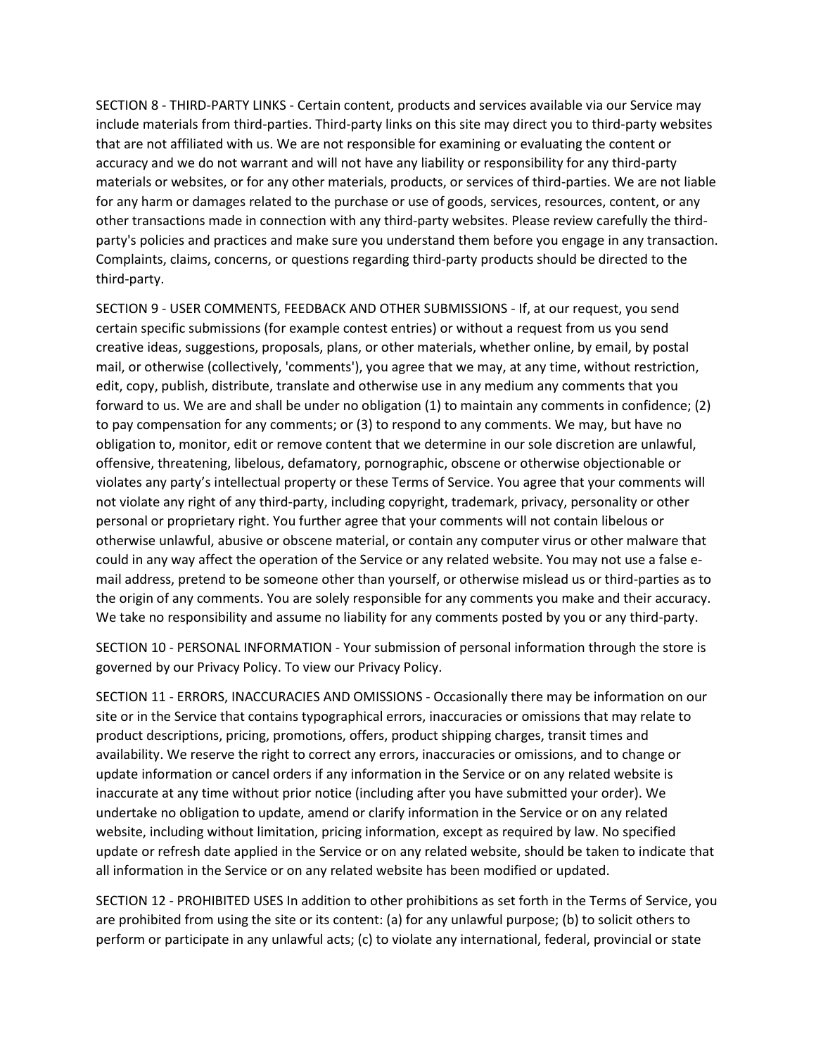SECTION 8 - THIRD-PARTY LINKS - Certain content, products and services available via our Service may include materials from third-parties. Third-party links on this site may direct you to third-party websites that are not affiliated with us. We are not responsible for examining or evaluating the content or accuracy and we do not warrant and will not have any liability or responsibility for any third-party materials or websites, or for any other materials, products, or services of third-parties. We are not liable for any harm or damages related to the purchase or use of goods, services, resources, content, or any other transactions made in connection with any third-party websites. Please review carefully the third-party's policies and practices and make sure you understand them before you engage in any transaction. Complaints, claims, concerns, or questions regarding third-party products should be directed to the third-party.

SECTION 9 - USER COMMENTS, FEEDBACK AND OTHER SUBMISSIONS - If, at our request, you send certain specific submissions (for example contest entries) or without a request from us you send creative ideas, suggestions, proposals, plans, or other materials, whether online, by email, by postal mail, or otherwise (collectively, 'comments'), you agree that we may, at any time, without restriction, edit, copy, publish, distribute, translate and otherwise use in any medium any comments that you forward to us. We are and shall be under no obligation (1) to maintain any comments in confidence; (2) to pay compensation for any comments; or (3) to respond to any comments. We may, but have no obligation to, monitor, edit or remove content that we determine in our sole discretion are unlawful, offensive, threatening, libelous, defamatory, pornographic, obscene or otherwise objectionable or violates any party’s intellectual property or these Terms of Service. You agree that your comments will not violate any right of any third-party, including copyright, trademark, privacy, personality or other personal or proprietary right. You further agree that your comments will not contain libelous or otherwise unlawful, abusive or obscene material, or contain any computer virus or other malware that could in any way affect the operation of the Service or any related website. You may not use a false e-mail address, pretend to be someone other than yourself, or otherwise mislead us or third-parties as to the origin of any comments. You are solely responsible for any comments you make and their accuracy. We take no responsibility and assume no liability for any comments posted by you or any third-party.

SECTION 10 - PERSONAL INFORMATION - Your submission of personal information through the store is governed by our Privacy Policy. To view our Privacy Policy.

SECTION 11 - ERRORS, INACCURACIES AND OMISSIONS - Occasionally there may be information on our site or in the Service that contains typographical errors, inaccuracies or omissions that may relate to product descriptions, pricing, promotions, offers, product shipping charges, transit times and availability. We reserve the right to correct any errors, inaccuracies or omissions, and to change or update information or cancel orders if any information in the Service or on any related website is inaccurate at any time without prior notice (including after you have submitted your order). We undertake no obligation to update, amend or clarify information in the Service or on any related website, including without limitation, pricing information, except as required by law. No specified update or refresh date applied in the Service or on any related website, should be taken to indicate that all information in the Service or on any related website has been modified or updated.

SECTION 12 - PROHIBITED USES In addition to other prohibitions as set forth in the Terms of Service, you are prohibited from using the site or its content: (a) for any unlawful purpose; (b) to solicit others to perform or participate in any unlawful acts; (c) to violate any international, federal, provincial or state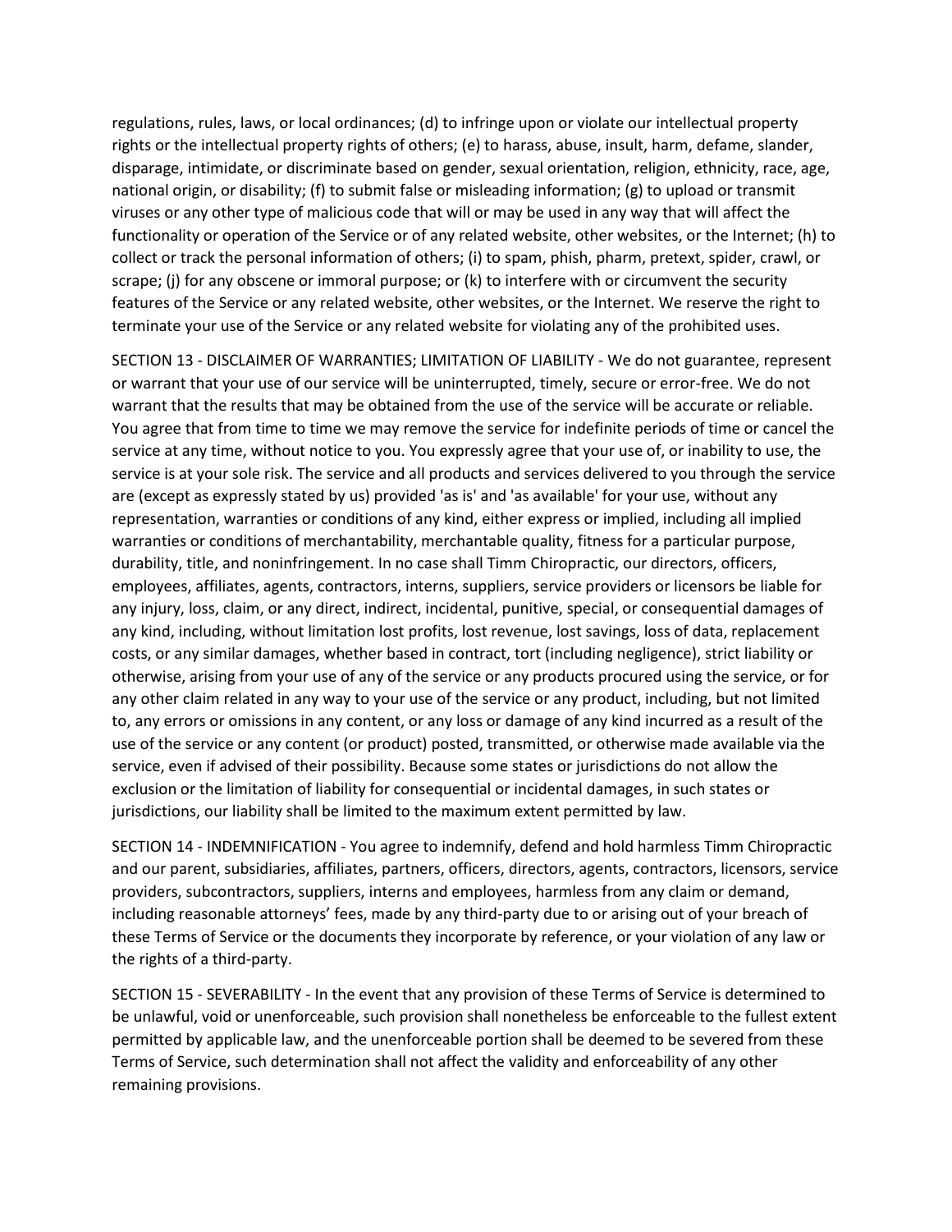regulations, rules, laws, or local ordinances; (d) to infringe upon or violate our intellectual property rights or the intellectual property rights of others; (e) to harass, abuse, insult, harm, defame, slander, disparage, intimidate, or discriminate based on gender, sexual orientation, religion, ethnicity, race, age, national origin, or disability; (f) to submit false or misleading information; (g) to upload or transmit viruses or any other type of malicious code that will or may be used in any way that will affect the functionality or operation of the Service or of any related website, other websites, or the Internet; (h) to collect or track the personal information of others; (i) to spam, phish, pharm, pretext, spider, crawl, or scrape; (j) for any obscene or immoral purpose; or (k) to interfere with or circumvent the security features of the Service or any related website, other websites, or the Internet. We reserve the right to terminate your use of the Service or any related website for violating any of the prohibited uses.

SECTION 13 - DISCLAIMER OF WARRANTIES; LIMITATION OF LIABILITY - We do not guarantee, represent or warrant that your use of our service will be uninterrupted, timely, secure or error-free. We do not warrant that the results that may be obtained from the use of the service will be accurate or reliable. You agree that from time to time we may remove the service for indefinite periods of time or cancel the service at any time, without notice to you. You expressly agree that your use of, or inability to use, the service is at your sole risk. The service and all products and services delivered to you through the service are (except as expressly stated by us) provided 'as is' and 'as available' for your use, without any representation, warranties or conditions of any kind, either express or implied, including all implied warranties or conditions of merchantability, merchantable quality, fitness for a particular purpose, durability, title, and noninfringement. In no case shall Timm Chiropractic, our directors, officers, employees, affiliates, agents, contractors, interns, suppliers, service providers or licensors be liable for any injury, loss, claim, or any direct, indirect, incidental, punitive, special, or consequential damages of any kind, including, without limitation lost profits, lost revenue, lost savings, loss of data, replacement costs, or any similar damages, whether based in contract, tort (including negligence), strict liability or otherwise, arising from your use of any of the service or any products procured using the service, or for any other claim related in any way to your use of the service or any product, including, but not limited to, any errors or omissions in any content, or any loss or damage of any kind incurred as a result of the use of the service or any content (or product) posted, transmitted, or otherwise made available via the service, even if advised of their possibility. Because some states or jurisdictions do not allow the exclusion or the limitation of liability for consequential or incidental damages, in such states or jurisdictions, our liability shall be limited to the maximum extent permitted by law.

SECTION 14 - INDEMNIFICATION - You agree to indemnify, defend and hold harmless Timm Chiropractic and our parent, subsidiaries, affiliates, partners, officers, directors, agents, contractors, licensors, service providers, subcontractors, suppliers, interns and employees, harmless from any claim or demand, including reasonable attorneys' fees, made by any third-party due to or arising out of your breach of these Terms of Service or the documents they incorporate by reference, or your violation of any law or the rights of a third-party.

SECTION 15 - SEVERABILITY - In the event that any provision of these Terms of Service is determined to be unlawful, void or unenforceable, such provision shall nonetheless be enforceable to the fullest extent permitted by applicable law, and the unenforceable portion shall be deemed to be severed from these Terms of Service, such determination shall not affect the validity and enforceability of any other remaining provisions.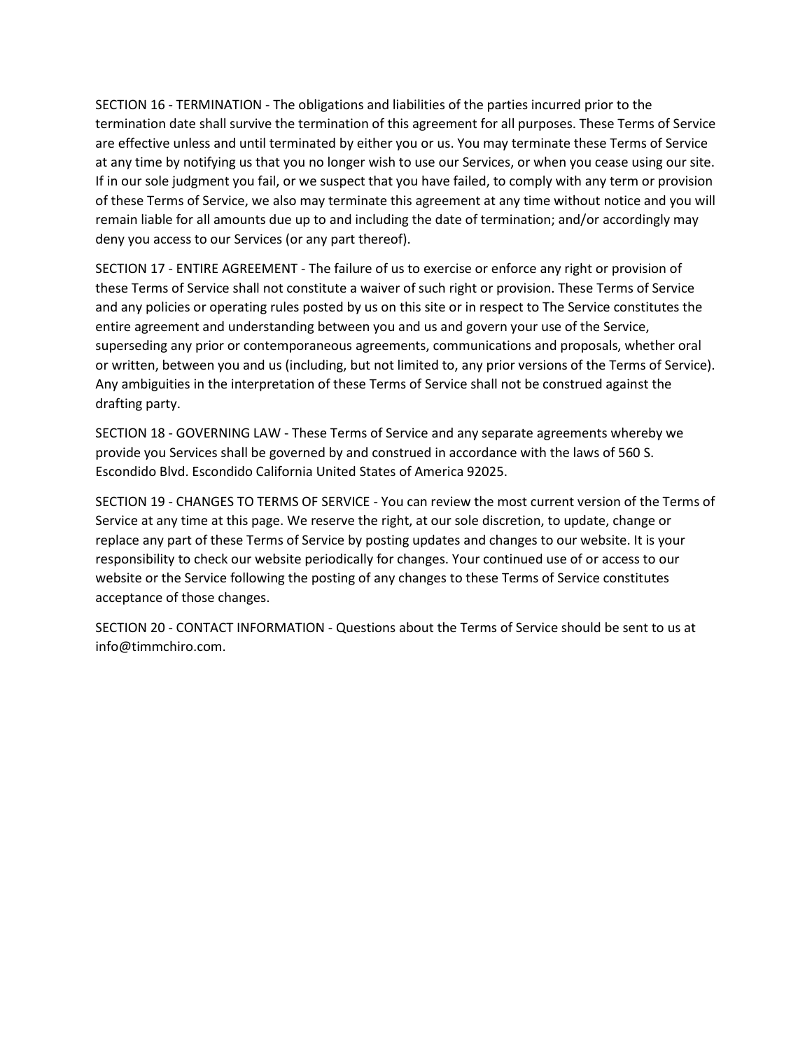SECTION 16 - TERMINATION - The obligations and liabilities of the parties incurred prior to the termination date shall survive the termination of this agreement for all purposes. These Terms of Service are effective unless and until terminated by either you or us. You may terminate these Terms of Service at any time by notifying us that you no longer wish to use our Services, or when you cease using our site. If in our sole judgment you fail, or we suspect that you have failed, to comply with any term or provision of these Terms of Service, we also may terminate this agreement at any time without notice and you will remain liable for all amounts due up to and including the date of termination; and/or accordingly may deny you access to our Services (or any part thereof).

SECTION 17 - ENTIRE AGREEMENT - The failure of us to exercise or enforce any right or provision of these Terms of Service shall not constitute a waiver of such right or provision. These Terms of Service and any policies or operating rules posted by us on this site or in respect to The Service constitutes the entire agreement and understanding between you and us and govern your use of the Service, superseding any prior or contemporaneous agreements, communications and proposals, whether oral or written, between you and us (including, but not limited to, any prior versions of the Terms of Service). Any ambiguities in the interpretation of these Terms of Service shall not be construed against the drafting party.

SECTION 18 - GOVERNING LAW - These Terms of Service and any separate agreements whereby we provide you Services shall be governed by and construed in accordance with the laws of 560 S. Escondido Blvd. Escondido California United States of America 92025.

SECTION 19 - CHANGES TO TERMS OF SERVICE - You can review the most current version of the Terms of Service at any time at this page. We reserve the right, at our sole discretion, to update, change or replace any part of these Terms of Service by posting updates and changes to our website. It is your responsibility to check our website periodically for changes. Your continued use of or access to our website or the Service following the posting of any changes to these Terms of Service constitutes acceptance of those changes.

SECTION 20 - CONTACT INFORMATION - Questions about the Terms of Service should be sent to us at info@timmchiro.com.